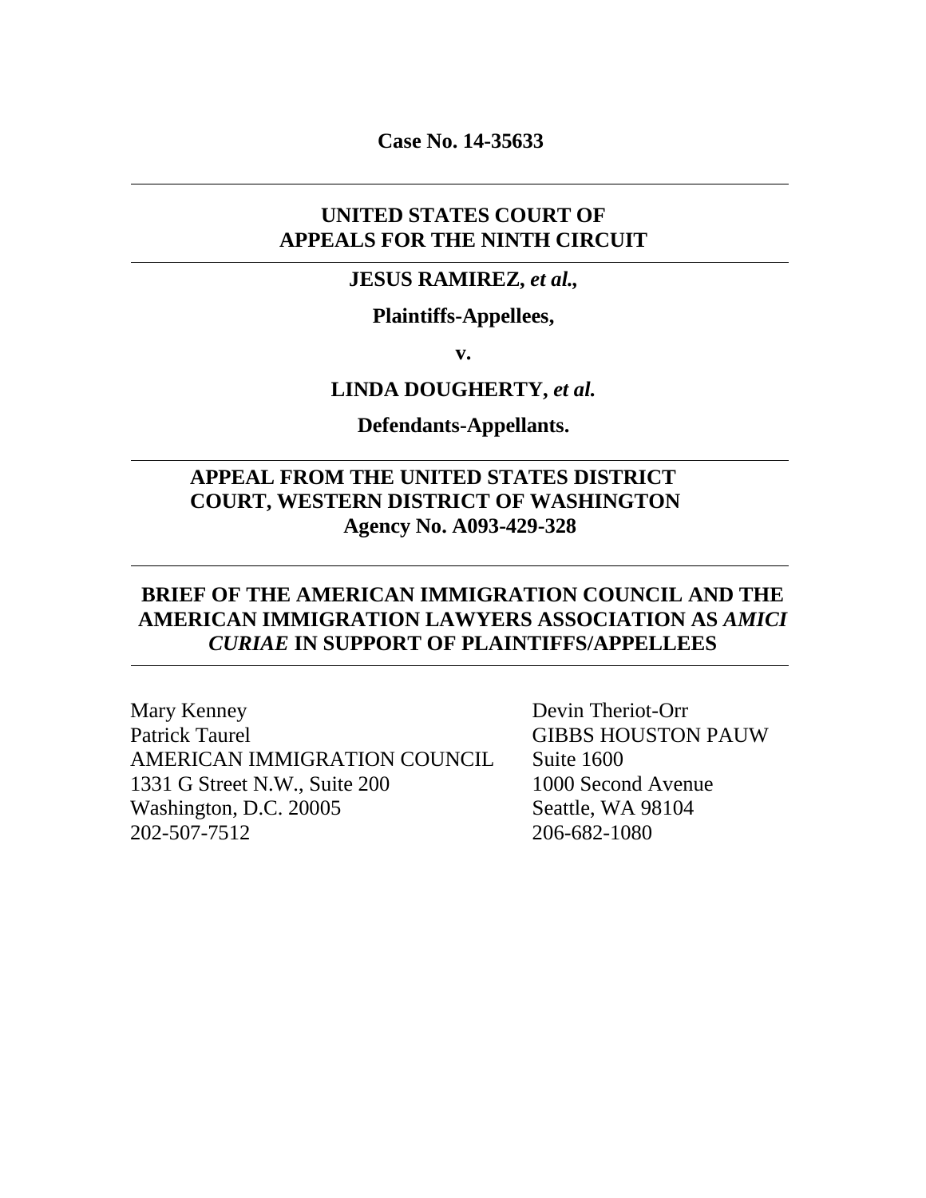**Case No. 14-35633**

---

**UNITED STATES COURT OF APPEALS FOR THE NINTH CIRCUIT**

---

**JESUS RAMIREZ, *et al.*,**

**Plaintiffs-Appellees,**

**v.**

**LINDA DOUGHERTY, *et al.***

**Defendants-Appellants.**

---

**APPEAL FROM THE UNITED STATES DISTRICT COURT, WESTERN DISTRICT OF WASHINGTON**
**Agency No. A093-429-328**

---

**BRIEF OF THE AMERICAN IMMIGRATION COUNCIL AND THE AMERICAN IMMIGRATION LAWYERS ASSOCIATION AS *AMICI CURIAE* IN SUPPORT OF PLAINTIFFS/APPELLEES**

---

Mary Kenney
Patrick Taurel
AMERICAN IMMIGRATION COUNCIL
1331 G Street N.W., Suite 200
Washington, D.C. 20005
202-507-7512

Devin Theriot-Orr
GIBBS HOUSTON PAUW
Suite 1600
1000 Second Avenue
Seattle, WA 98104
206-682-1080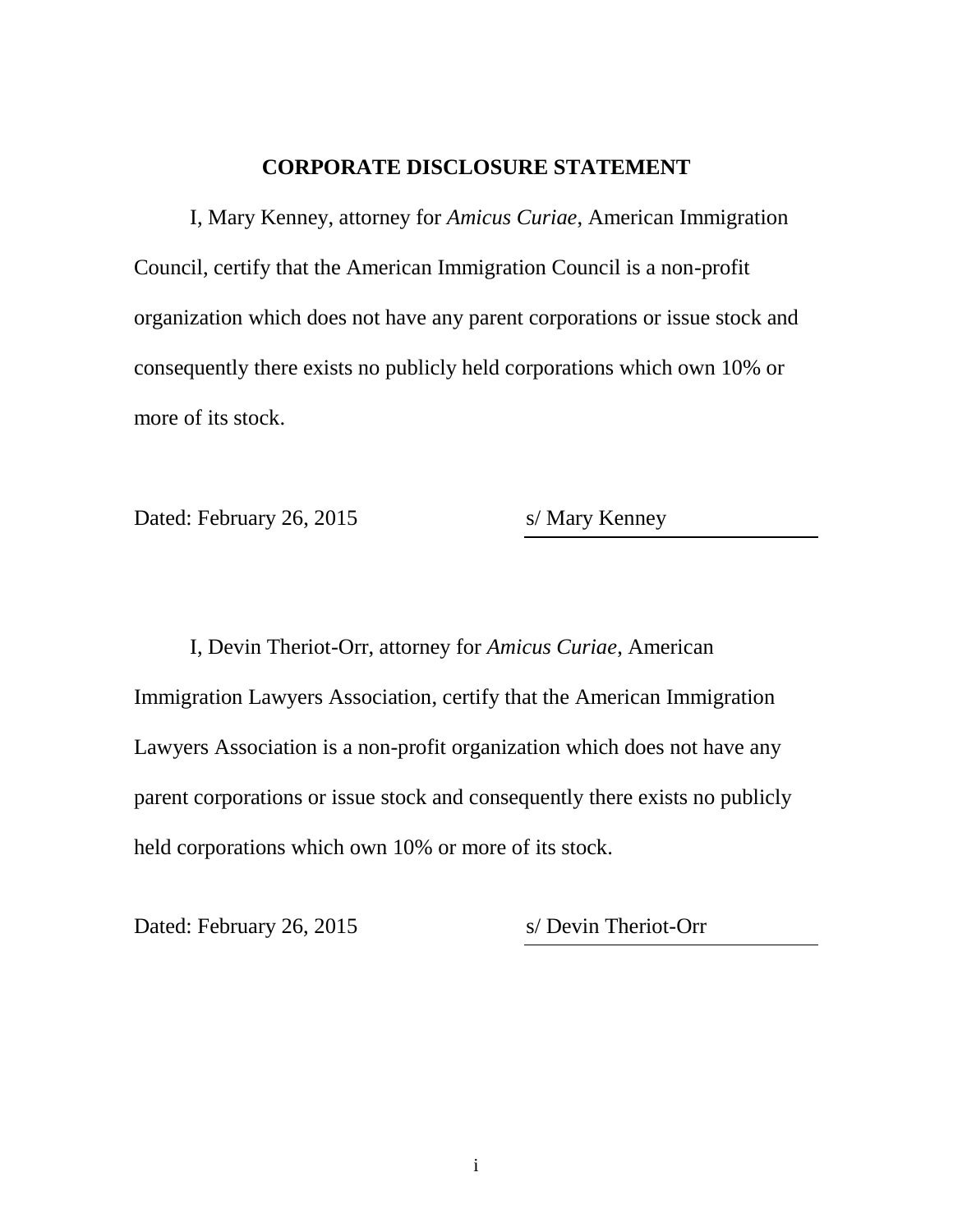# CORPORATE DISCLOSURE STATEMENT

I, Mary Kenney, attorney for *Amicus Curiae*, American Immigration Council, certify that the American Immigration Council is a non-profit organization which does not have any parent corporations or issue stock and consequently there exists no publicly held corporations which own 10% or more of its stock.

Dated: February 26, 2015 s/ Mary Kenney

I, Devin Theriot-Orr, attorney for *Amicus Curiae*, American Immigration Lawyers Association, certify that the American Immigration Lawyers Association is a non-profit organization which does not have any parent corporations or issue stock and consequently there exists no publicly held corporations which own 10% or more of its stock.

Dated: February 26, 2015 s/ Devin Theriot-Orr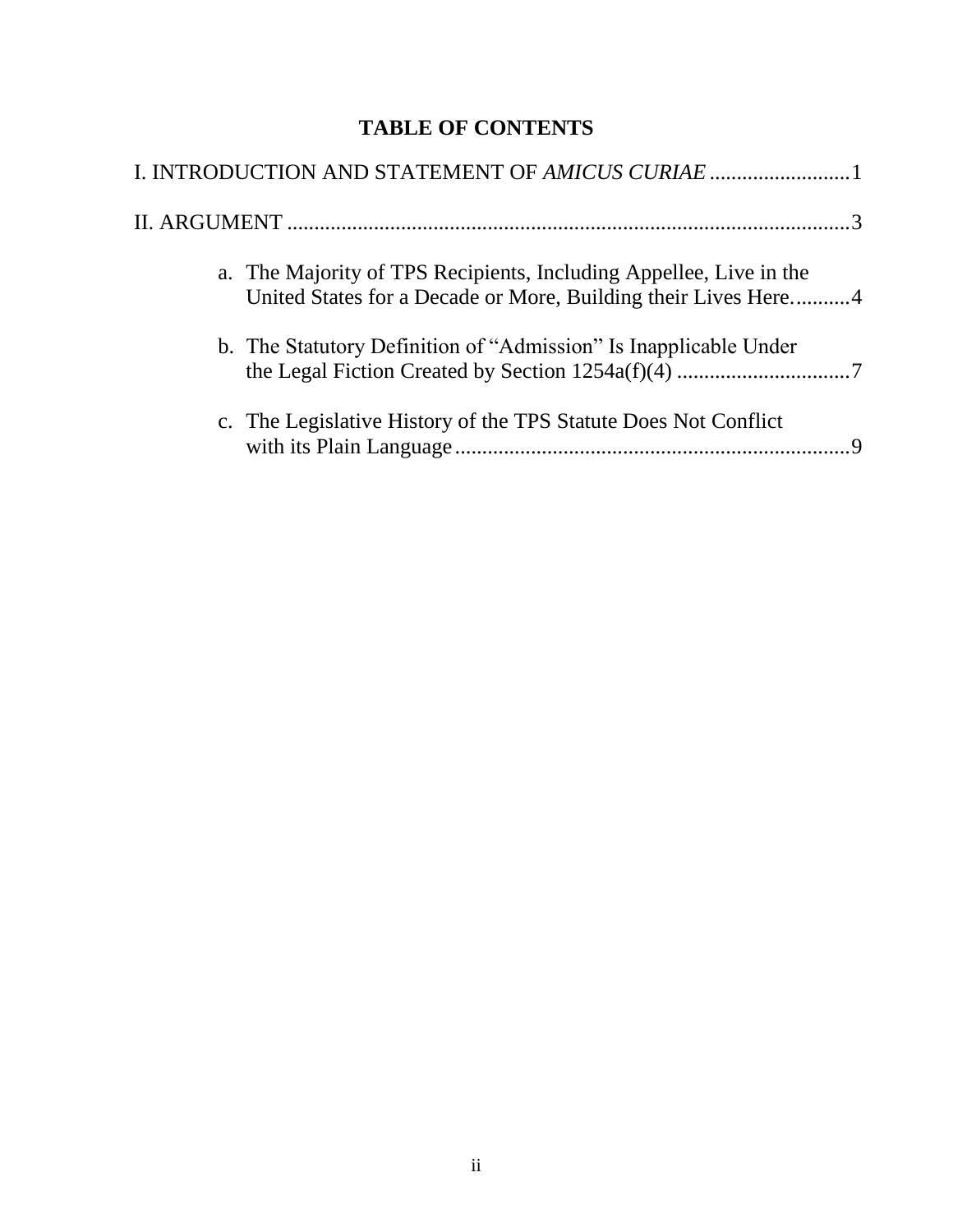# TABLE OF CONTENTS

I. INTRODUCTION AND STATEMENT OF *AMICUS CURIAE* .......................... 1

II. ARGUMENT .......................................................................................... 3

a. The Majority of TPS Recipients, Including Appellee, Live in the United States for a Decade or More, Building their Lives Here........... 4

b. The Statutory Definition of "Admission" Is Inapplicable Under the Legal Fiction Created by Section 1254a(f)(4) ................................ 7

c. The Legislative History of the TPS Statute Does Not Conflict with its Plain Language ......................................................................... 9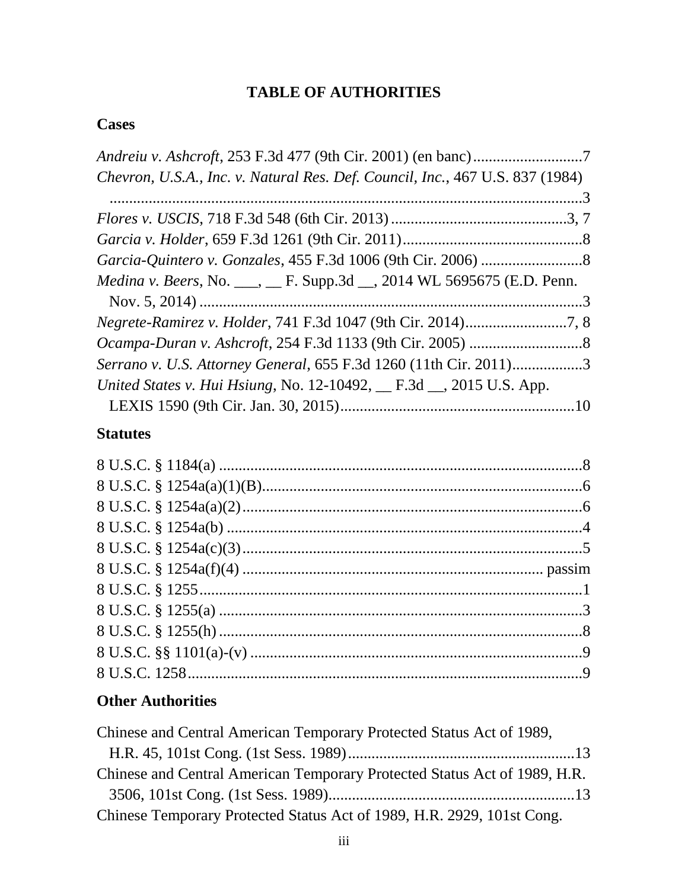## TABLE OF AUTHORITIES

### Cases

*Andreiu v. Ashcroft*, 253 F.3d 477 (9th Cir. 2001) (en banc)............................7

*Chevron, U.S.A., Inc. v. Natural Res. Def. Council, Inc.*, 467 U.S. 837 (1984) .........................................................................................................................3

*Flores v. USCIS*, 718 F.3d 548 (6th Cir. 2013).............................................3, 7

*Garcia v. Holder*, 659 F.3d 1261 (9th Cir. 2011)..............................................8

*Garcia-Quintero v. Gonzales*, 455 F.3d 1006 (9th Cir. 2006) ..........................8

*Medina v. Beers*, No. ___, __ F. Supp.3d __, 2014 WL 5695675 (E.D. Penn. Nov. 5, 2014) ...................................................................................................3

*Negrete-Ramirez v. Holder*, 741 F.3d 1047 (9th Cir. 2014).........................7, 8

*Ocampa-Duran v. Ashcroft*, 254 F.3d 1133 (9th Cir. 2005) .............................8

*Serrano v. U.S. Attorney General*, 655 F.3d 1260 (11th Cir. 2011).................3

*United States v. Hui Hsiung*, No. 12-10492, __ F.3d __, 2015 U.S. App. LEXIS 1590 (9th Cir. Jan. 30, 2015)............................................................10

### Statutes

8 U.S.C. § 1184(a) .............................................................................................8

8 U.S.C. § 1254a(a)(1)(B)..................................................................................6

8 U.S.C. § 1254a(a)(2).......................................................................................6

8 U.S.C. § 1254a(b) ...........................................................................................4

8 U.S.C. § 1254a(c)(3)........................................................................................5

8 U.S.C. § 1254a(f)(4) .......................................................................... passim

8 U.S.C. § 1255..................................................................................................1

8 U.S.C. § 1255(a) .............................................................................................3

8 U.S.C. § 1255(h) .............................................................................................8

8 U.S.C. §§ 1101(a)-(v) .....................................................................................9

8 U.S.C. 1258.....................................................................................................9

### Other Authorities

Chinese and Central American Temporary Protected Status Act of 1989, H.R. 45, 101st Cong. (1st Sess. 1989).........................................................13

Chinese and Central American Temporary Protected Status Act of 1989, H.R. 3506, 101st Cong. (1st Sess. 1989).............................................................13

Chinese Temporary Protected Status Act of 1989, H.R. 2929, 101st Cong.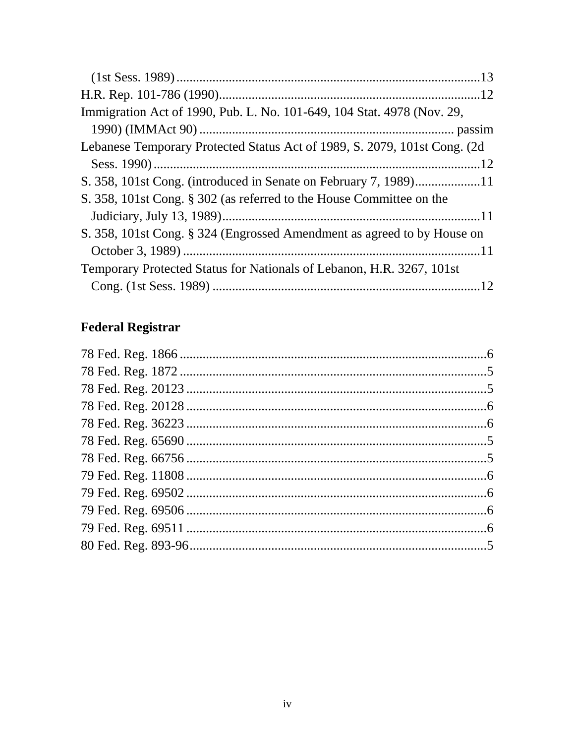(1st Sess. 1989) ......................................................................................13

H.R. Rep. 101-786 (1990)...............................................................................12

Immigration Act of 1990, Pub. L. No. 101-649, 104 Stat. 4978 (Nov. 29, 1990) (IMMAct 90) ............................................................................ passim

Lebanese Temporary Protected Status Act of 1989, S. 2079, 101st Cong. (2d Sess. 1990) ....................................................................................................12

S. 358, 101st Cong. (introduced in Senate on February 7, 1989)....................11

S. 358, 101st Cong. § 302 (as referred to the House Committee on the Judiciary, July 13, 1989)...............................................................................11

S. 358, 101st Cong. § 324 (Engrossed Amendment as agreed to by House on October 3, 1989) ...........................................................................................11

Temporary Protected Status for Nationals of Lebanon, H.R. 3267, 101st Cong. (1st Sess. 1989) ..................................................................................12

## Federal Registrar

78 Fed. Reg. 1866 ..............................................................................................6

78 Fed. Reg. 1872 ..............................................................................................5

78 Fed. Reg. 20123 ............................................................................................5

78 Fed. Reg. 20128 ............................................................................................6

78 Fed. Reg. 36223 ............................................................................................6

78 Fed. Reg. 65690 ............................................................................................5

78 Fed. Reg. 66756 ............................................................................................5

79 Fed. Reg. 11808 ............................................................................................6

79 Fed. Reg. 69502 ............................................................................................6

79 Fed. Reg. 69506 ............................................................................................6

79 Fed. Reg. 69511 ............................................................................................6

80 Fed. Reg. 893-96...........................................................................................5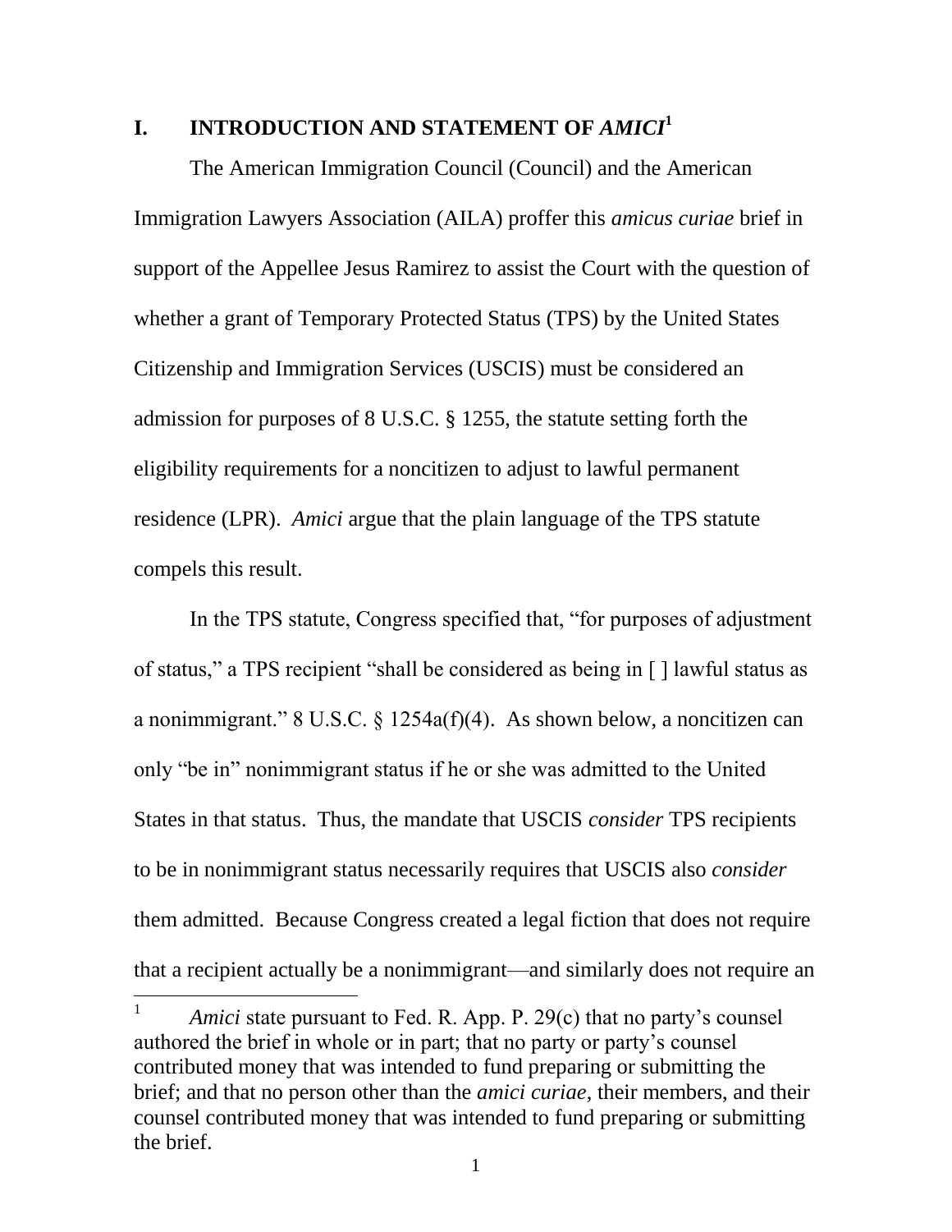# I. INTRODUCTION AND STATEMENT OF *AMICI*[1]

The American Immigration Council (Council) and the American Immigration Lawyers Association (AILA) proffer this *amicus curiae* brief in support of the Appellee Jesus Ramirez to assist the Court with the question of whether a grant of Temporary Protected Status (TPS) by the United States Citizenship and Immigration Services (USCIS) must be considered an admission for purposes of 8 U.S.C. § 1255, the statute setting forth the eligibility requirements for a noncitizen to adjust to lawful permanent residence (LPR). *Amici* argue that the plain language of the TPS statute compels this result.

In the TPS statute, Congress specified that, "for purposes of adjustment of status," a TPS recipient "shall be considered as being in [ ] lawful status as a nonimmigrant." 8 U.S.C. § 1254a(f)(4). As shown below, a noncitizen can only "be in" nonimmigrant status if he or she was admitted to the United States in that status. Thus, the mandate that USCIS *consider* TPS recipients to be in nonimmigrant status necessarily requires that USCIS also *consider* them admitted. Because Congress created a legal fiction that does not require that a recipient actually be a nonimmigrant—and similarly does not require an

[1] *Amici* state pursuant to Fed. R. App. P. 29(c) that no party's counsel authored the brief in whole or in part; that no party or party's counsel contributed money that was intended to fund preparing or submitting the brief; and that no person other than the *amici curiae*, their members, and their counsel contributed money that was intended to fund preparing or submitting the brief.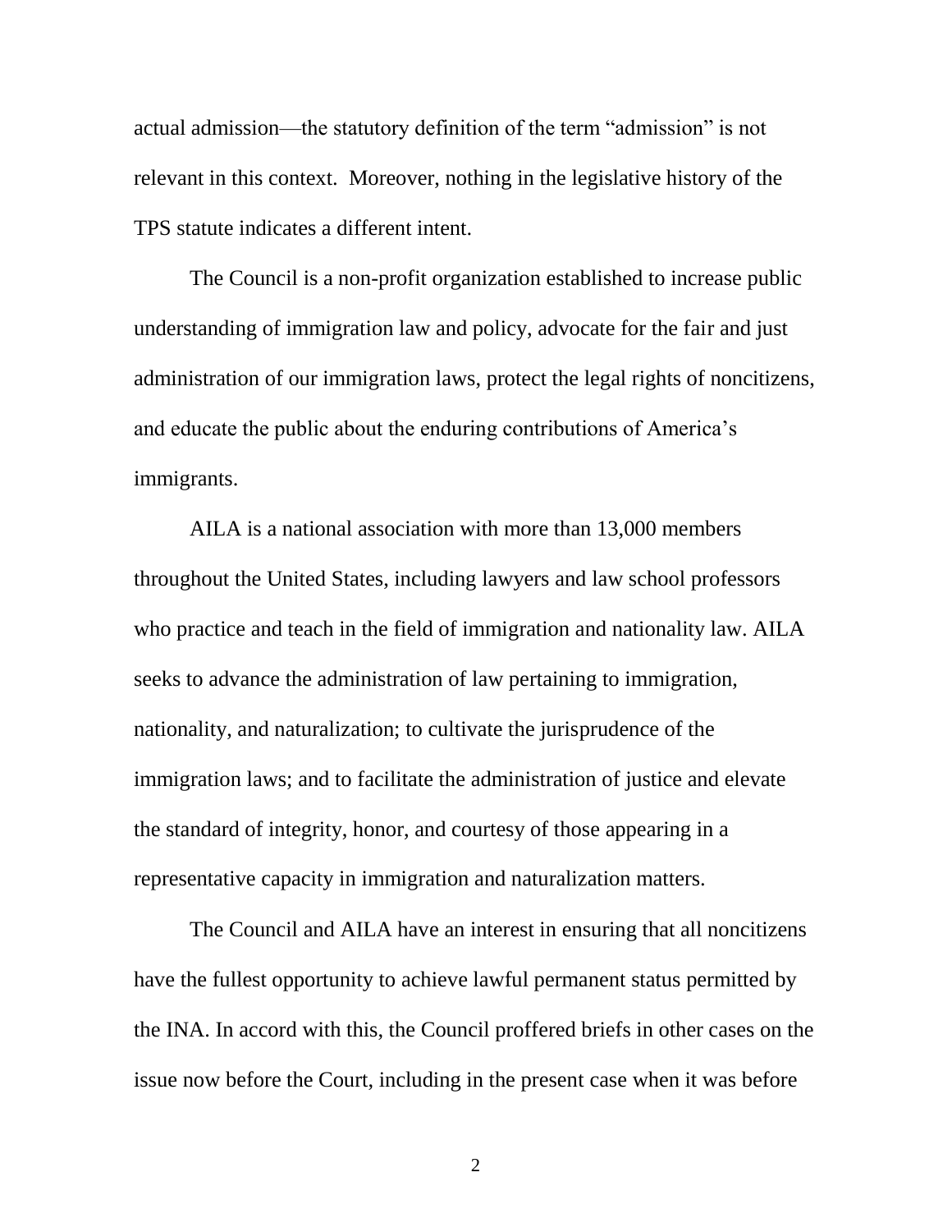actual admission—the statutory definition of the term "admission" is not relevant in this context. Moreover, nothing in the legislative history of the TPS statute indicates a different intent.

The Council is a non-profit organization established to increase public understanding of immigration law and policy, advocate for the fair and just administration of our immigration laws, protect the legal rights of noncitizens, and educate the public about the enduring contributions of America's immigrants.

AILA is a national association with more than 13,000 members throughout the United States, including lawyers and law school professors who practice and teach in the field of immigration and nationality law. AILA seeks to advance the administration of law pertaining to immigration, nationality, and naturalization; to cultivate the jurisprudence of the immigration laws; and to facilitate the administration of justice and elevate the standard of integrity, honor, and courtesy of those appearing in a representative capacity in immigration and naturalization matters.

The Council and AILA have an interest in ensuring that all noncitizens have the fullest opportunity to achieve lawful permanent status permitted by the INA. In accord with this, the Council proffered briefs in other cases on the issue now before the Court, including in the present case when it was before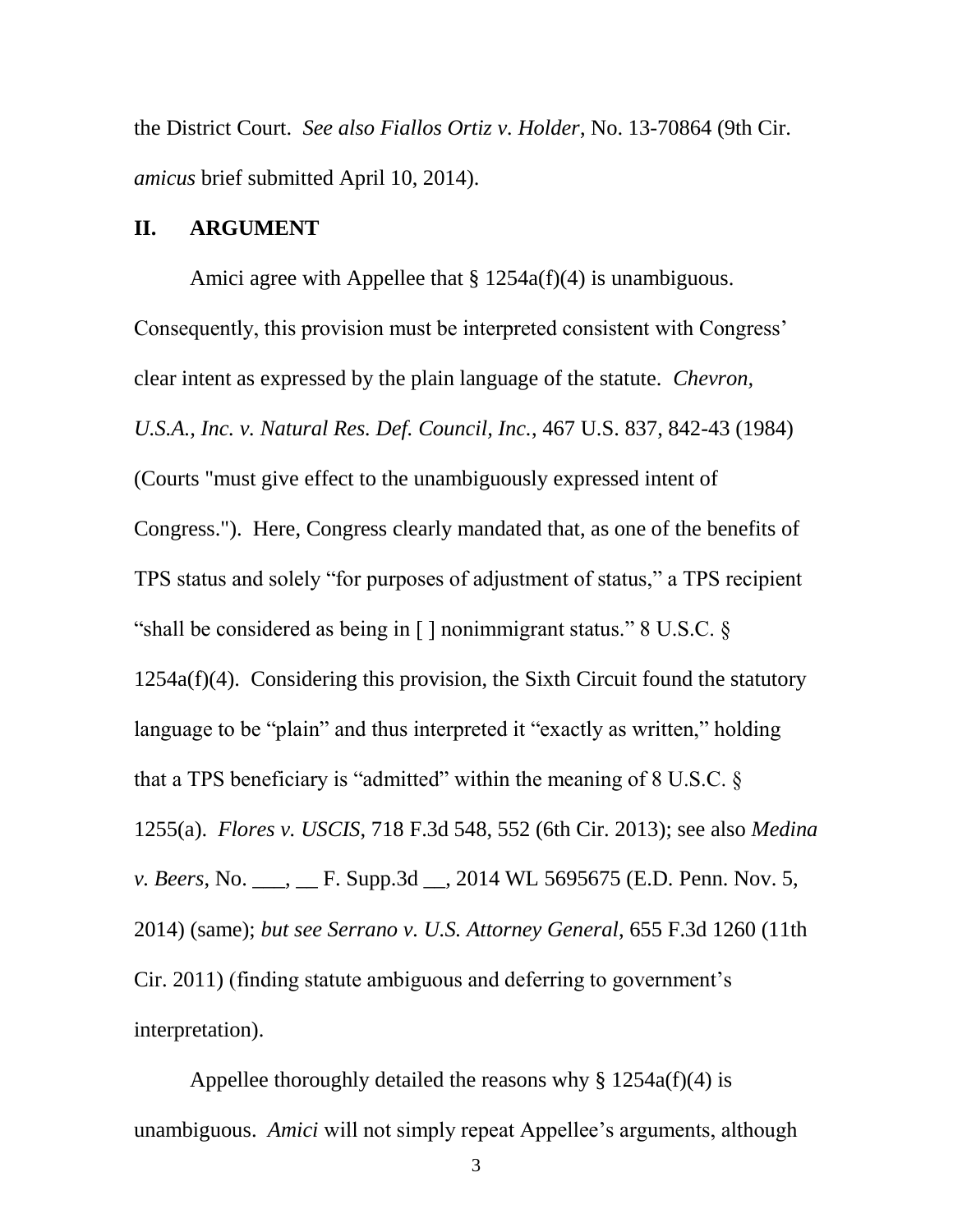the District Court. *See also Fiallos Ortiz v. Holder*, No. 13-70864 (9th Cir. *amicus* brief submitted April 10, 2014).

## II. ARGUMENT

Amici agree with Appellee that § 1254a(f)(4) is unambiguous. Consequently, this provision must be interpreted consistent with Congress' clear intent as expressed by the plain language of the statute. *Chevron, U.S.A., Inc. v. Natural Res. Def. Council, Inc.*, 467 U.S. 837, 842-43 (1984) (Courts "must give effect to the unambiguously expressed intent of Congress."). Here, Congress clearly mandated that, as one of the benefits of TPS status and solely "for purposes of adjustment of status," a TPS recipient "shall be considered as being in [ ] nonimmigrant status." 8 U.S.C. § 1254a(f)(4). Considering this provision, the Sixth Circuit found the statutory language to be "plain" and thus interpreted it "exactly as written," holding that a TPS beneficiary is "admitted" within the meaning of 8 U.S.C. § 1255(a). *Flores v. USCIS*, 718 F.3d 548, 552 (6th Cir. 2013); see also *Medina v. Beers*, No. ___, __ F. Supp.3d __, 2014 WL 5695675 (E.D. Penn. Nov. 5, 2014) (same); *but see Serrano v. U.S. Attorney General*, 655 F.3d 1260 (11th Cir. 2011) (finding statute ambiguous and deferring to government's interpretation).

Appellee thoroughly detailed the reasons why § 1254a(f)(4) is unambiguous. *Amici* will not simply repeat Appellee's arguments, although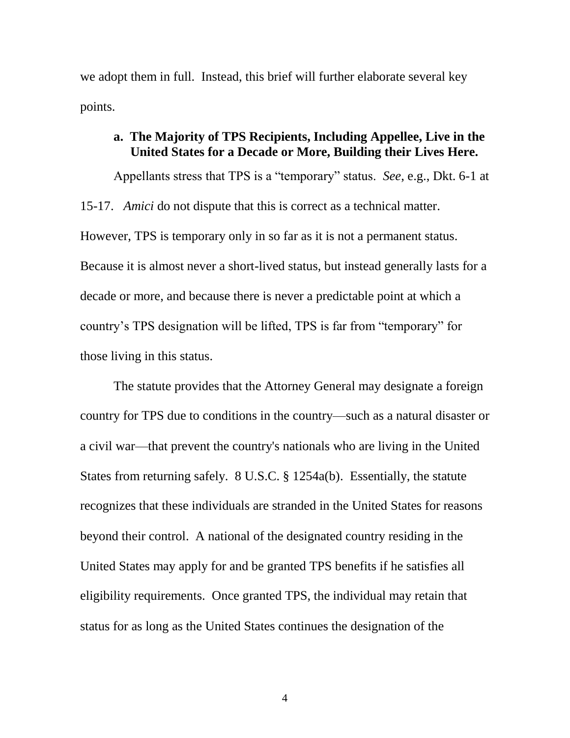we adopt them in full. Instead, this brief will further elaborate several key points.

### a. The Majority of TPS Recipients, Including Appellee, Live in the United States for a Decade or More, Building their Lives Here.

Appellants stress that TPS is a "temporary" status. *See,* e.g., Dkt. 6-1 at 15-17. *Amici* do not dispute that this is correct as a technical matter. However, TPS is temporary only in so far as it is not a permanent status. Because it is almost never a short-lived status, but instead generally lasts for a decade or more, and because there is never a predictable point at which a country's TPS designation will be lifted, TPS is far from "temporary" for those living in this status.

The statute provides that the Attorney General may designate a foreign country for TPS due to conditions in the country—such as a natural disaster or a civil war—that prevent the country's nationals who are living in the United States from returning safely. 8 U.S.C. § 1254a(b). Essentially, the statute recognizes that these individuals are stranded in the United States for reasons beyond their control. A national of the designated country residing in the United States may apply for and be granted TPS benefits if he satisfies all eligibility requirements. Once granted TPS, the individual may retain that status for as long as the United States continues the designation of the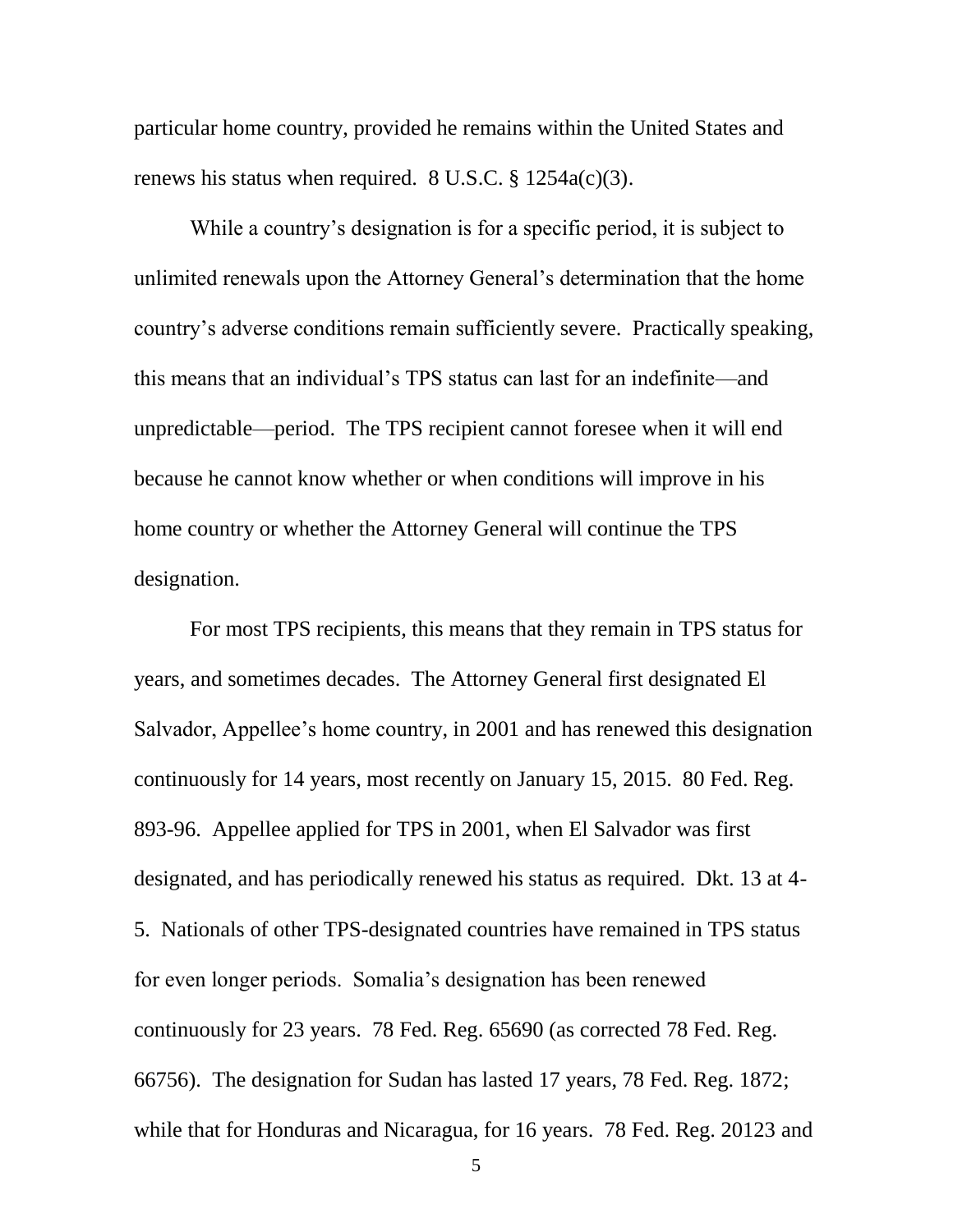particular home country, provided he remains within the United States and renews his status when required. 8 U.S.C. § 1254a(c)(3).

While a country's designation is for a specific period, it is subject to unlimited renewals upon the Attorney General's determination that the home country's adverse conditions remain sufficiently severe. Practically speaking, this means that an individual's TPS status can last for an indefinite—and unpredictable—period. The TPS recipient cannot foresee when it will end because he cannot know whether or when conditions will improve in his home country or whether the Attorney General will continue the TPS designation.

For most TPS recipients, this means that they remain in TPS status for years, and sometimes decades. The Attorney General first designated El Salvador, Appellee's home country, in 2001 and has renewed this designation continuously for 14 years, most recently on January 15, 2015. 80 Fed. Reg. 893-96. Appellee applied for TPS in 2001, when El Salvador was first designated, and has periodically renewed his status as required. Dkt. 13 at 4-5. Nationals of other TPS-designated countries have remained in TPS status for even longer periods. Somalia's designation has been renewed continuously for 23 years. 78 Fed. Reg. 65690 (as corrected 78 Fed. Reg. 66756). The designation for Sudan has lasted 17 years, 78 Fed. Reg. 1872; while that for Honduras and Nicaragua, for 16 years. 78 Fed. Reg. 20123 and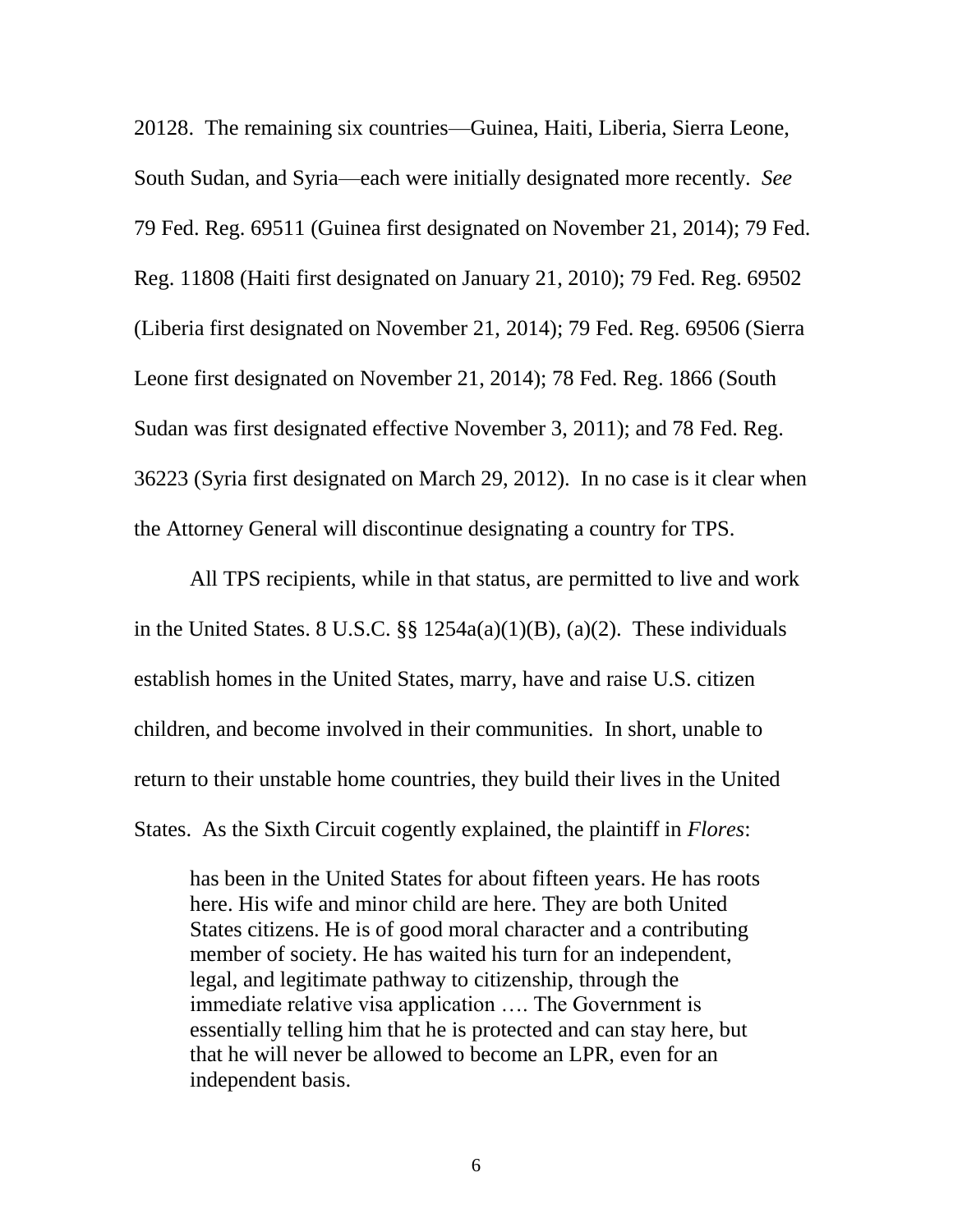20128. The remaining six countries—Guinea, Haiti, Liberia, Sierra Leone, South Sudan, and Syria—each were initially designated more recently. *See* 79 Fed. Reg. 69511 (Guinea first designated on November 21, 2014); 79 Fed. Reg. 11808 (Haiti first designated on January 21, 2010); 79 Fed. Reg. 69502 (Liberia first designated on November 21, 2014); 79 Fed. Reg. 69506 (Sierra Leone first designated on November 21, 2014); 78 Fed. Reg. 1866 (South Sudan was first designated effective November 3, 2011); and 78 Fed. Reg. 36223 (Syria first designated on March 29, 2012). In no case is it clear when the Attorney General will discontinue designating a country for TPS.

All TPS recipients, while in that status, are permitted to live and work in the United States. 8 U.S.C. §§ 1254a(a)(1)(B), (a)(2). These individuals establish homes in the United States, marry, have and raise U.S. citizen children, and become involved in their communities. In short, unable to return to their unstable home countries, they build their lives in the United States. As the Sixth Circuit cogently explained, the plaintiff in *Flores*:

> has been in the United States for about fifteen years. He has roots here. His wife and minor child are here. They are both United States citizens. He is of good moral character and a contributing member of society. He has waited his turn for an independent, legal, and legitimate pathway to citizenship, through the immediate relative visa application …. The Government is essentially telling him that he is protected and can stay here, but that he will never be allowed to become an LPR, even for an independent basis.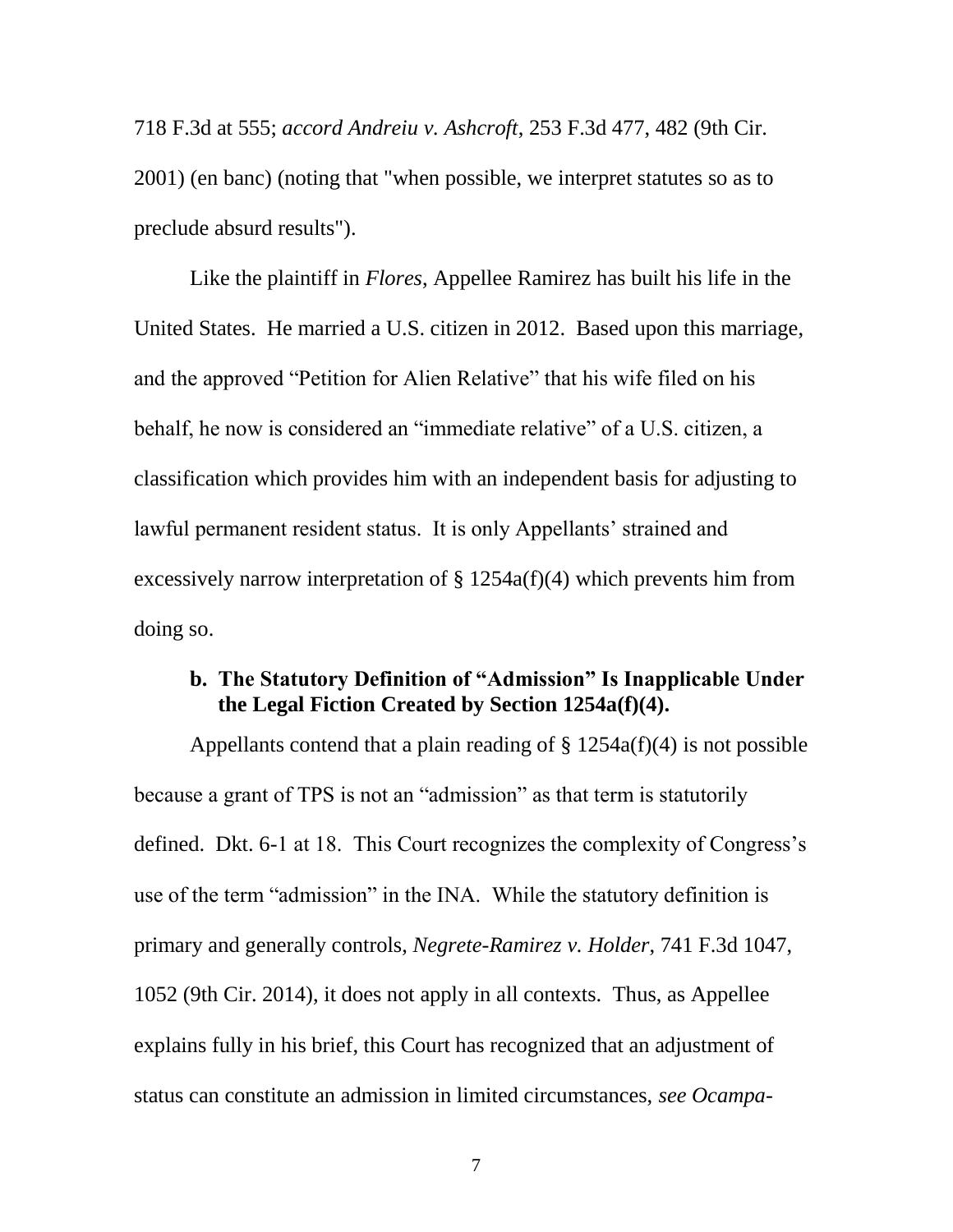718 F.3d at 555; *accord Andreiu v. Ashcroft*, 253 F.3d 477, 482 (9th Cir. 2001) (en banc) (noting that "when possible, we interpret statutes so as to preclude absurd results").

Like the plaintiff in *Flores*, Appellee Ramirez has built his life in the United States. He married a U.S. citizen in 2012. Based upon this marriage, and the approved "Petition for Alien Relative" that his wife filed on his behalf, he now is considered an "immediate relative" of a U.S. citizen, a classification which provides him with an independent basis for adjusting to lawful permanent resident status. It is only Appellants' strained and excessively narrow interpretation of § 1254a(f)(4) which prevents him from doing so.

### b. The Statutory Definition of "Admission" Is Inapplicable Under the Legal Fiction Created by Section 1254a(f)(4).

Appellants contend that a plain reading of § 1254a(f)(4) is not possible because a grant of TPS is not an "admission" as that term is statutorily defined. Dkt. 6-1 at 18. This Court recognizes the complexity of Congress's use of the term "admission" in the INA. While the statutory definition is primary and generally controls, *Negrete-Ramirez v. Holder*, 741 F.3d 1047, 1052 (9th Cir. 2014), it does not apply in all contexts. Thus, as Appellee explains fully in his brief, this Court has recognized that an adjustment of status can constitute an admission in limited circumstances, *see Ocampa-*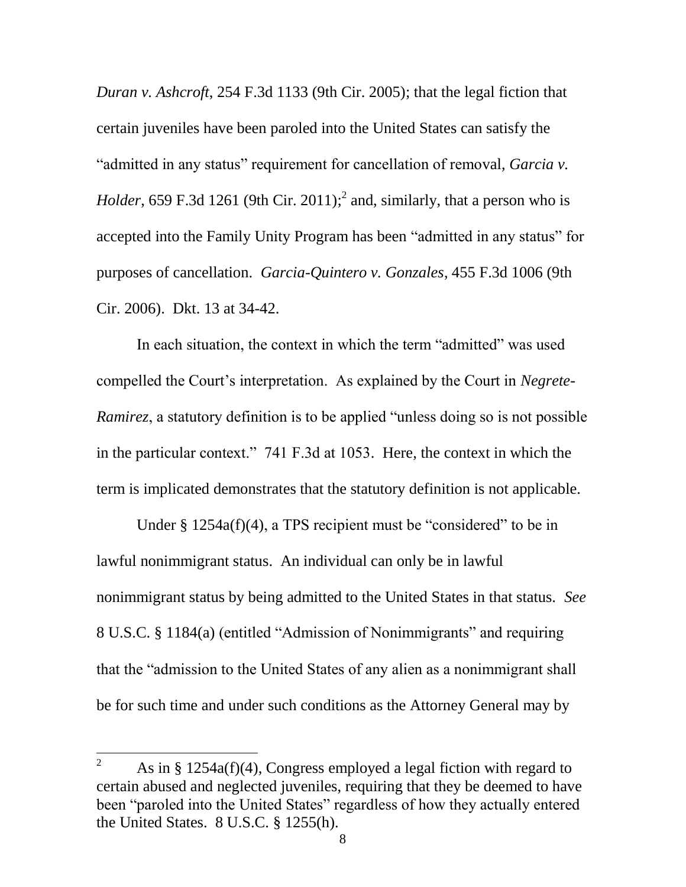*Duran v. Ashcroft*, 254 F.3d 1133 (9th Cir. 2005); that the legal fiction that certain juveniles have been paroled into the United States can satisfy the "admitted in any status" requirement for cancellation of removal, *Garcia v. Holder*, 659 F.3d 1261 (9th Cir. 2011);[2] and, similarly, that a person who is accepted into the Family Unity Program has been "admitted in any status" for purposes of cancellation. *Garcia-Quintero v. Gonzales*, 455 F.3d 1006 (9th Cir. 2006). Dkt. 13 at 34-42.

In each situation, the context in which the term "admitted" was used compelled the Court's interpretation. As explained by the Court in *Negrete-Ramirez*, a statutory definition is to be applied "unless doing so is not possible in the particular context." 741 F.3d at 1053. Here, the context in which the term is implicated demonstrates that the statutory definition is not applicable.

Under § 1254a(f)(4), a TPS recipient must be "considered" to be in lawful nonimmigrant status. An individual can only be in lawful nonimmigrant status by being admitted to the United States in that status. *See* 8 U.S.C. § 1184(a) (entitled "Admission of Nonimmigrants" and requiring that the "admission to the United States of any alien as a nonimmigrant shall be for such time and under such conditions as the Attorney General may by

---

[2] As in § 1254a(f)(4), Congress employed a legal fiction with regard to certain abused and neglected juveniles, requiring that they be deemed to have been "paroled into the United States" regardless of how they actually entered the United States. 8 U.S.C. § 1255(h).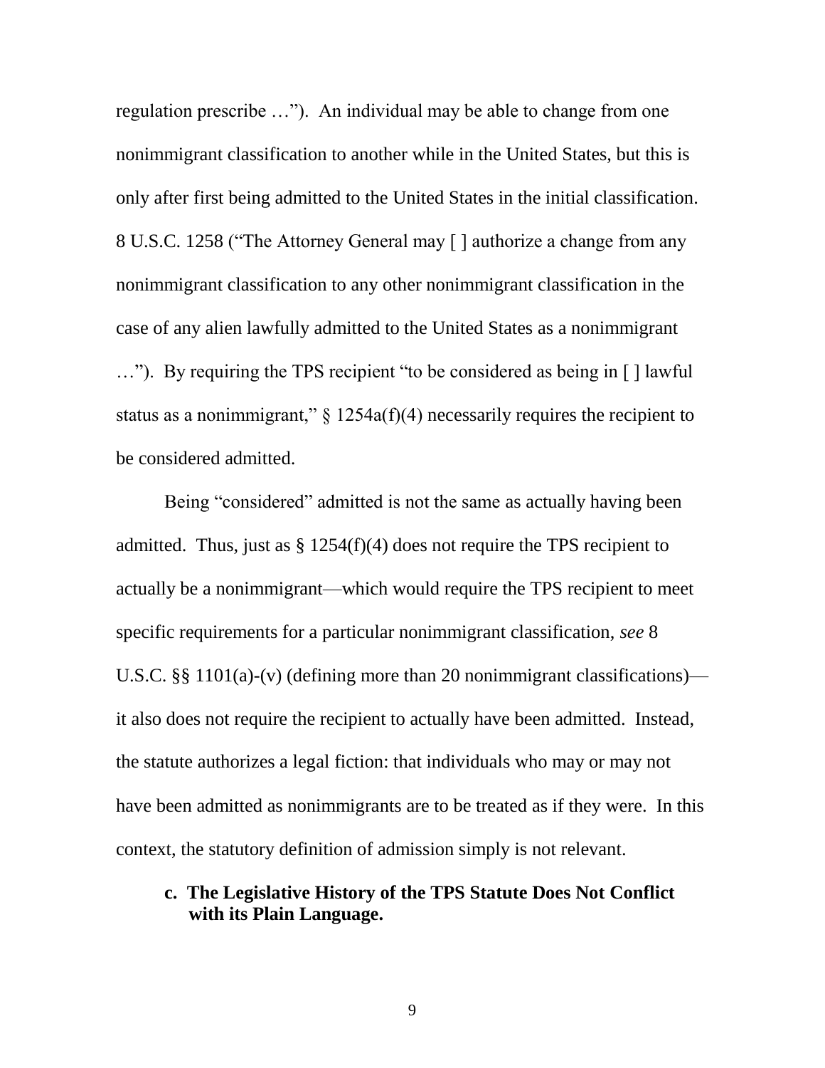regulation prescribe …"). An individual may be able to change from one nonimmigrant classification to another while in the United States, but this is only after first being admitted to the United States in the initial classification. 8 U.S.C. 1258 ("The Attorney General may [ ] authorize a change from any nonimmigrant classification to any other nonimmigrant classification in the case of any alien lawfully admitted to the United States as a nonimmigrant …"). By requiring the TPS recipient "to be considered as being in [ ] lawful status as a nonimmigrant," § 1254a(f)(4) necessarily requires the recipient to be considered admitted.

Being "considered" admitted is not the same as actually having been admitted. Thus, just as § 1254(f)(4) does not require the TPS recipient to actually be a nonimmigrant—which would require the TPS recipient to meet specific requirements for a particular nonimmigrant classification, *see* 8 U.S.C. §§ 1101(a)-(v) (defining more than 20 nonimmigrant classifications)—it also does not require the recipient to actually have been admitted. Instead, the statute authorizes a legal fiction: that individuals who may or may not have been admitted as nonimmigrants are to be treated as if they were. In this context, the statutory definition of admission simply is not relevant.

**c. The Legislative History of the TPS Statute Does Not Conflict with its Plain Language.**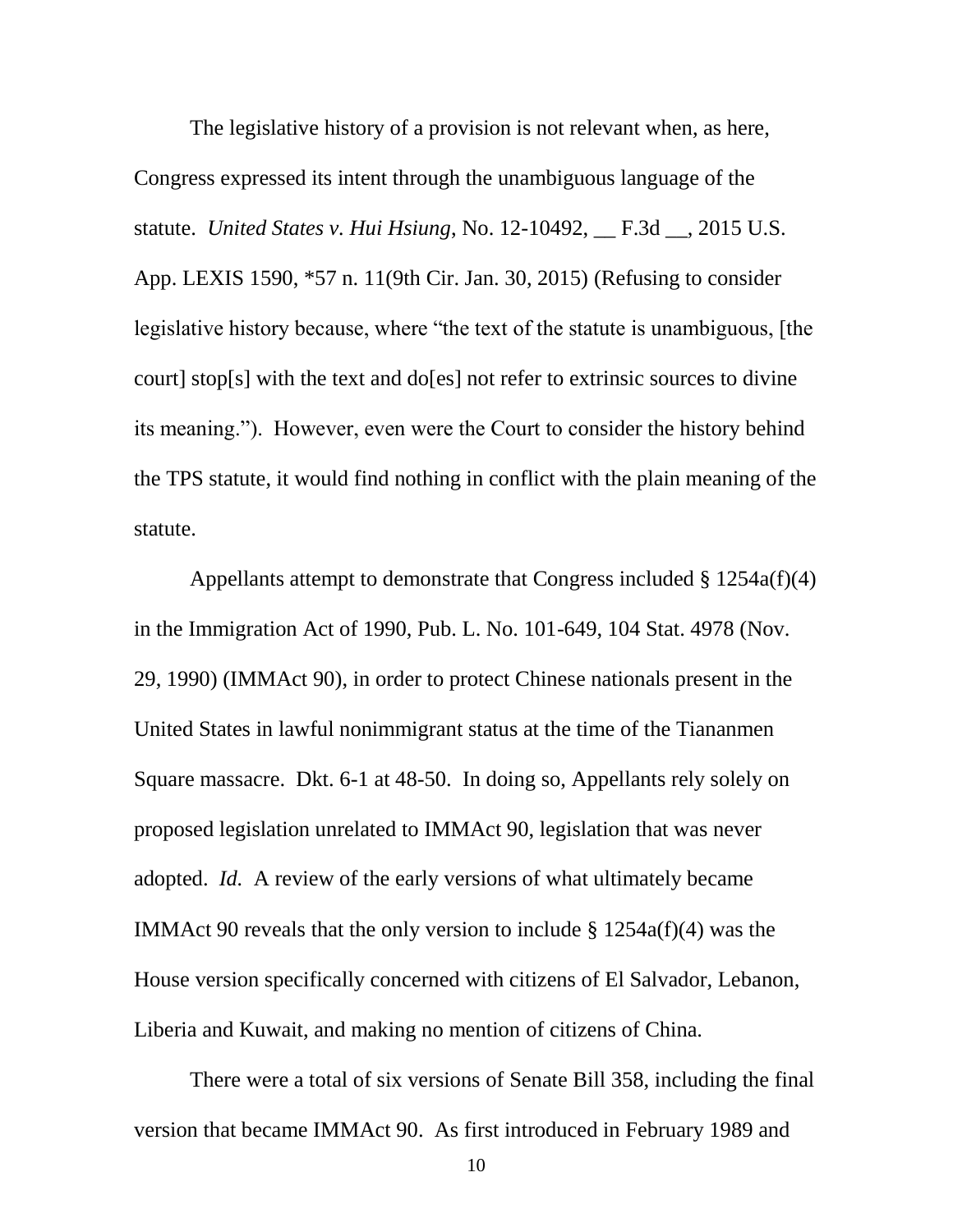The legislative history of a provision is not relevant when, as here, Congress expressed its intent through the unambiguous language of the statute. *United States v. Hui Hsiung*, No. 12-10492, __ F.3d __, 2015 U.S. App. LEXIS 1590, *57 n. 11(9th Cir. Jan. 30, 2015) (Refusing to consider legislative history because, where "the text of the statute is unambiguous, [the court] stop[s] with the text and do[es] not refer to extrinsic sources to divine its meaning."). However, even were the Court to consider the history behind the TPS statute, it would find nothing in conflict with the plain meaning of the statute.

Appellants attempt to demonstrate that Congress included § 1254a(f)(4) in the Immigration Act of 1990, Pub. L. No. 101-649, 104 Stat. 4978 (Nov. 29, 1990) (IMMAct 90), in order to protect Chinese nationals present in the United States in lawful nonimmigrant status at the time of the Tiananmen Square massacre. Dkt. 6-1 at 48-50. In doing so, Appellants rely solely on proposed legislation unrelated to IMMAct 90, legislation that was never adopted. *Id.* A review of the early versions of what ultimately became IMMAct 90 reveals that the only version to include § 1254a(f)(4) was the House version specifically concerned with citizens of El Salvador, Lebanon, Liberia and Kuwait, and making no mention of citizens of China.

There were a total of six versions of Senate Bill 358, including the final version that became IMMAct 90. As first introduced in February 1989 and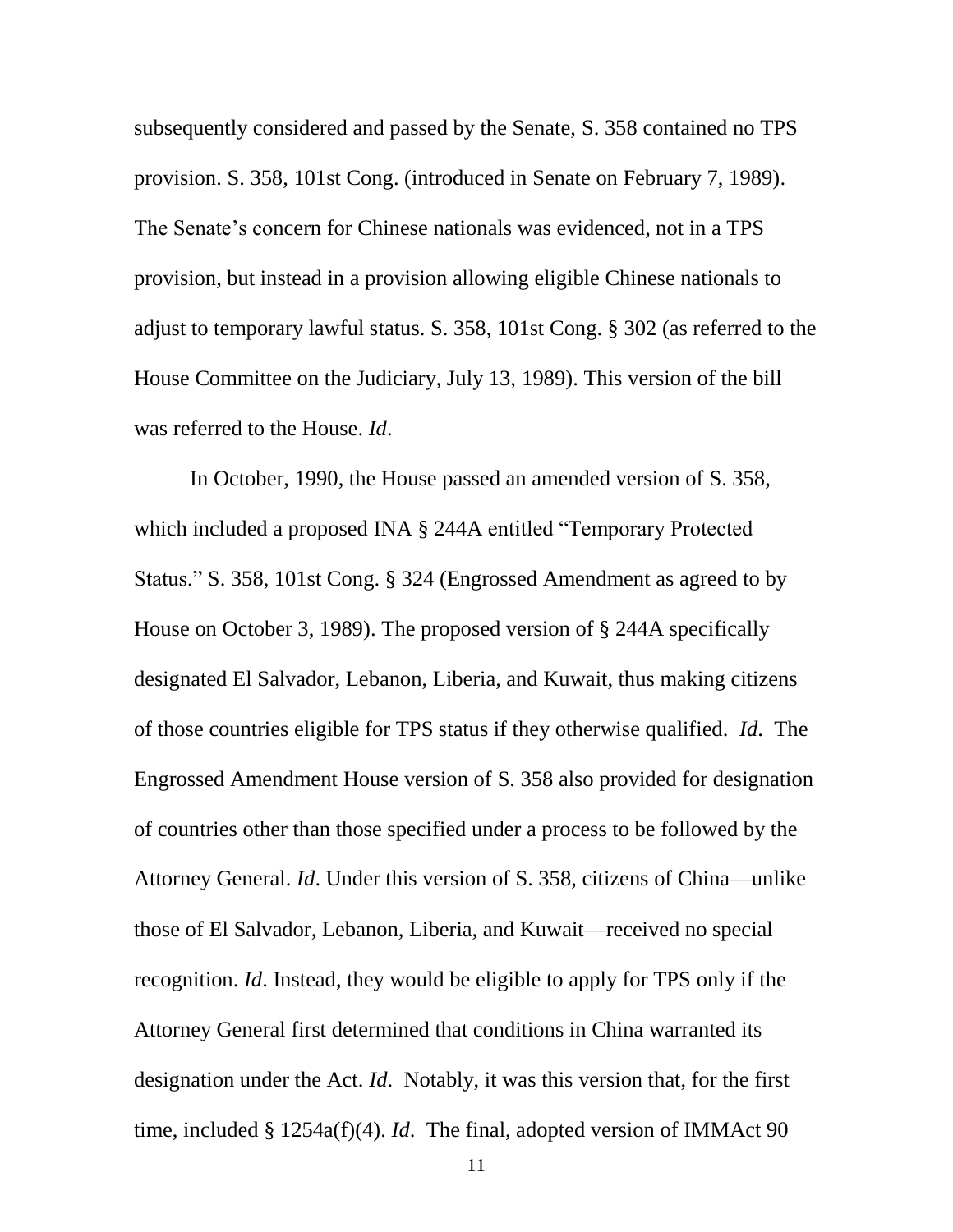subsequently considered and passed by the Senate, S. 358 contained no TPS provision. S. 358, 101st Cong. (introduced in Senate on February 7, 1989). The Senate's concern for Chinese nationals was evidenced, not in a TPS provision, but instead in a provision allowing eligible Chinese nationals to adjust to temporary lawful status. S. 358, 101st Cong. § 302 (as referred to the House Committee on the Judiciary, July 13, 1989). This version of the bill was referred to the House. *Id*.

In October, 1990, the House passed an amended version of S. 358, which included a proposed INA § 244A entitled "Temporary Protected Status." S. 358, 101st Cong. § 324 (Engrossed Amendment as agreed to by House on October 3, 1989). The proposed version of § 244A specifically designated El Salvador, Lebanon, Liberia, and Kuwait, thus making citizens of those countries eligible for TPS status if they otherwise qualified. *Id*. The Engrossed Amendment House version of S. 358 also provided for designation of countries other than those specified under a process to be followed by the Attorney General. *Id*. Under this version of S. 358, citizens of China—unlike those of El Salvador, Lebanon, Liberia, and Kuwait—received no special recognition. *Id*. Instead, they would be eligible to apply for TPS only if the Attorney General first determined that conditions in China warranted its designation under the Act. *Id*. Notably, it was this version that, for the first time, included § 1254a(f)(4). *Id*. The final, adopted version of IMMAct 90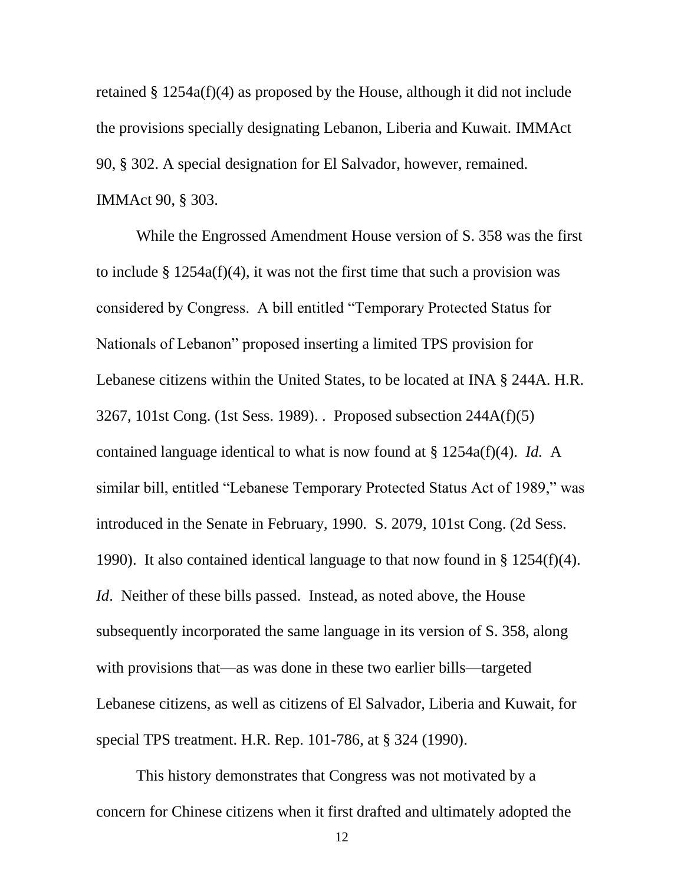retained § 1254a(f)(4) as proposed by the House, although it did not include the provisions specially designating Lebanon, Liberia and Kuwait. IMMAct 90, § 302. A special designation for El Salvador, however, remained. IMMAct 90, § 303.

While the Engrossed Amendment House version of S. 358 was the first to include § 1254a(f)(4), it was not the first time that such a provision was considered by Congress. A bill entitled "Temporary Protected Status for Nationals of Lebanon" proposed inserting a limited TPS provision for Lebanese citizens within the United States, to be located at INA § 244A. H.R. 3267, 101st Cong. (1st Sess. 1989). . Proposed subsection 244A(f)(5) contained language identical to what is now found at § 1254a(f)(4). *Id.* A similar bill, entitled "Lebanese Temporary Protected Status Act of 1989," was introduced in the Senate in February, 1990. S. 2079, 101st Cong. (2d Sess. 1990). It also contained identical language to that now found in § 1254(f)(4). *Id*. Neither of these bills passed. Instead, as noted above, the House subsequently incorporated the same language in its version of S. 358, along with provisions that—as was done in these two earlier bills—targeted Lebanese citizens, as well as citizens of El Salvador, Liberia and Kuwait, for special TPS treatment. H.R. Rep. 101-786, at § 324 (1990).

This history demonstrates that Congress was not motivated by a concern for Chinese citizens when it first drafted and ultimately adopted the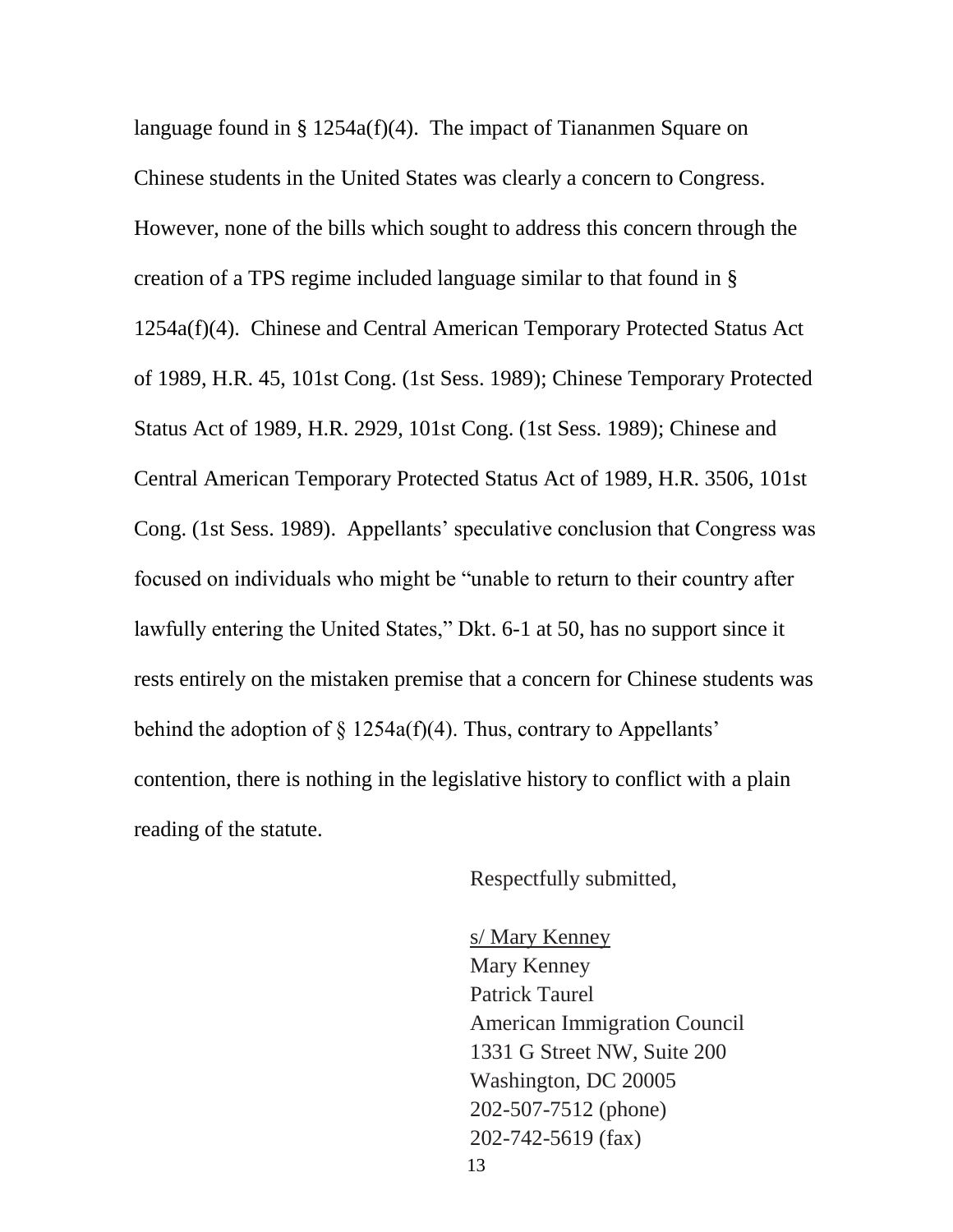language found in § 1254a(f)(4). The impact of Tiananmen Square on Chinese students in the United States was clearly a concern to Congress. However, none of the bills which sought to address this concern through the creation of a TPS regime included language similar to that found in § 1254a(f)(4). Chinese and Central American Temporary Protected Status Act of 1989, H.R. 45, 101st Cong. (1st Sess. 1989); Chinese Temporary Protected Status Act of 1989, H.R. 2929, 101st Cong. (1st Sess. 1989); Chinese and Central American Temporary Protected Status Act of 1989, H.R. 3506, 101st Cong. (1st Sess. 1989). Appellants' speculative conclusion that Congress was focused on individuals who might be "unable to return to their country after lawfully entering the United States," Dkt. 6-1 at 50, has no support since it rests entirely on the mistaken premise that a concern for Chinese students was behind the adoption of § 1254a(f)(4). Thus, contrary to Appellants' contention, there is nothing in the legislative history to conflict with a plain reading of the statute.

Respectfully submitted,

s/ Mary Kenney
Mary Kenney
Patrick Taurel
American Immigration Council
1331 G Street NW, Suite 200
Washington, DC 20005
202-507-7512 (phone)
202-742-5619 (fax)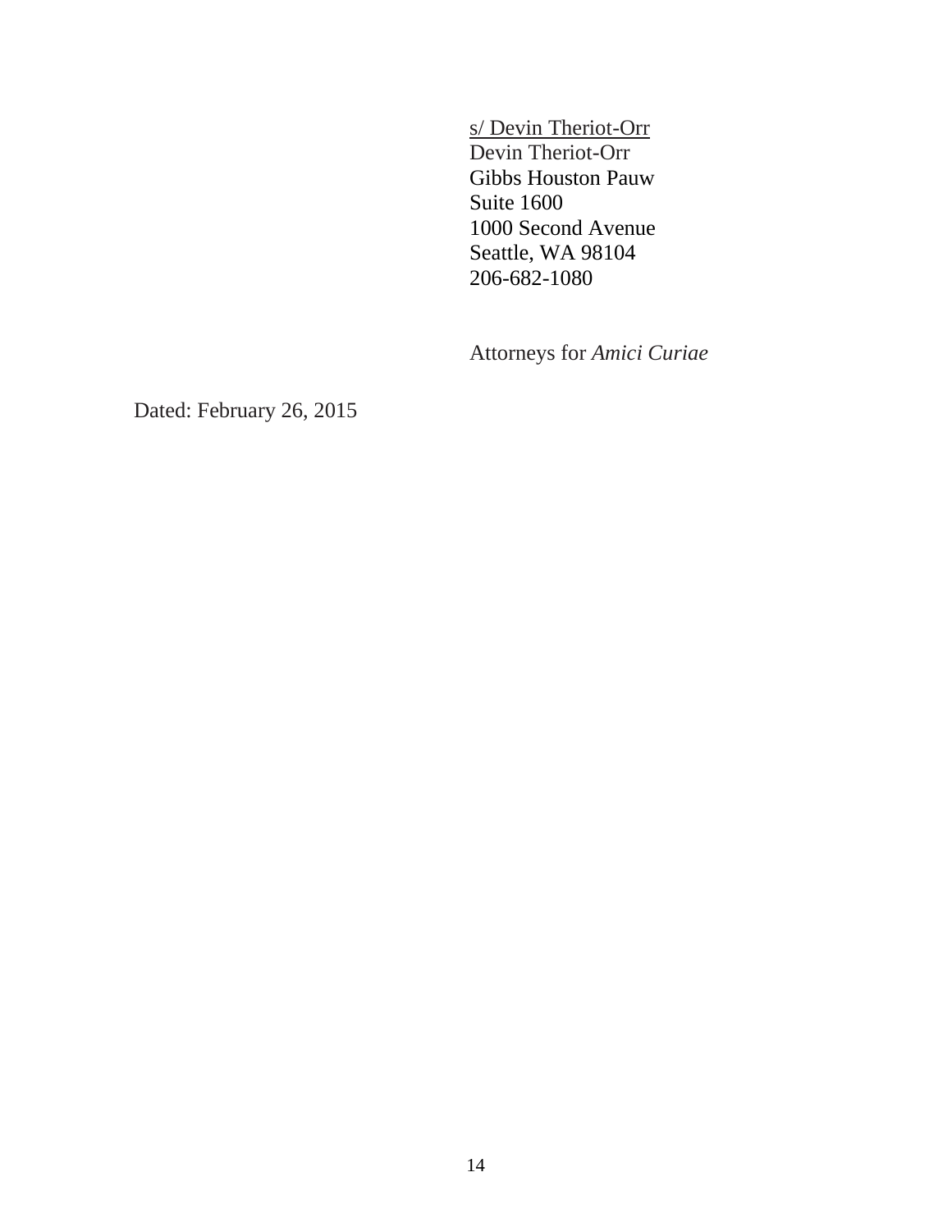s/ Devin Theriot-Orr
Devin Theriot-Orr
Gibbs Houston Pauw
Suite 1600
1000 Second Avenue
Seattle, WA 98104
206-682-1080

Attorneys for *Amici Curiae*

Dated: February 26, 2015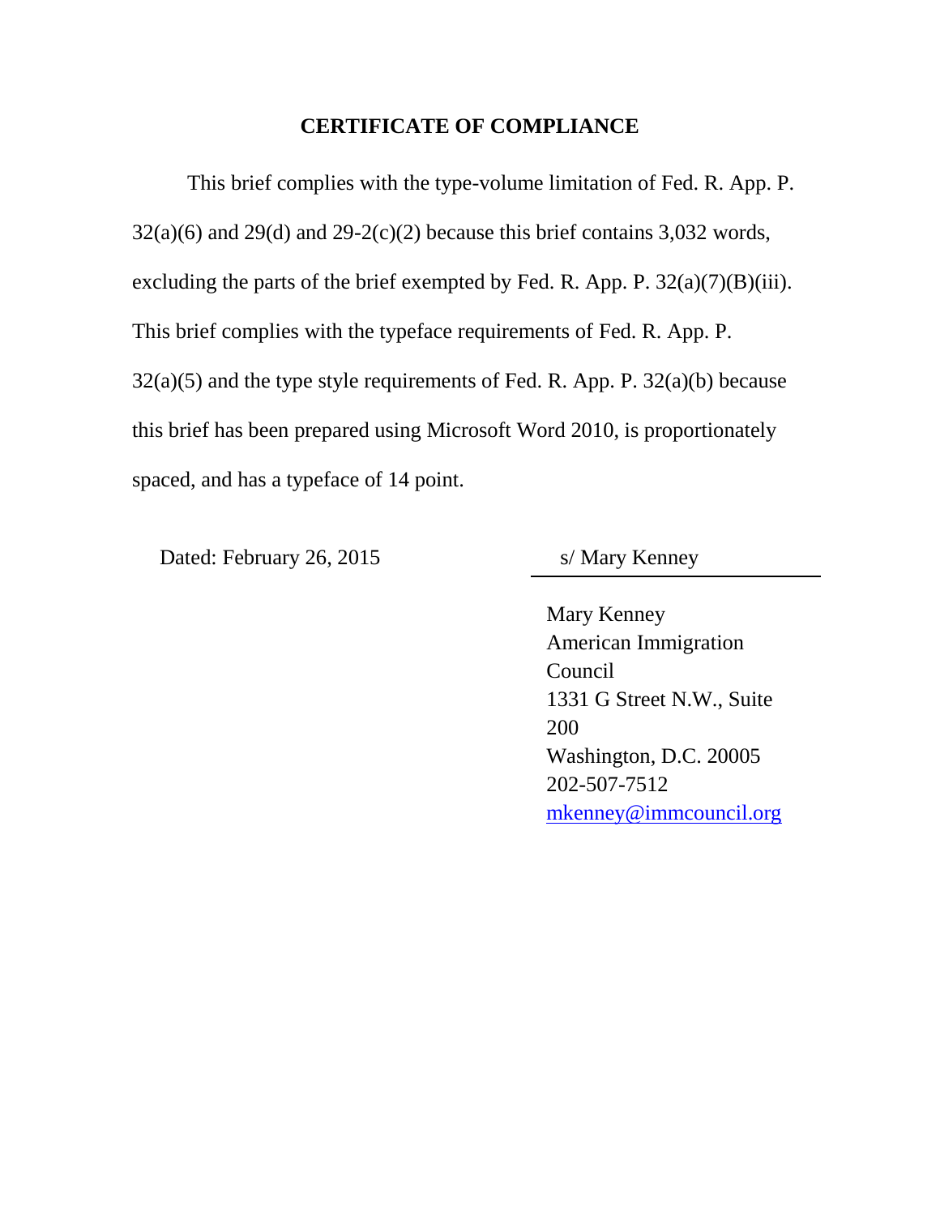## CERTIFICATE OF COMPLIANCE

This brief complies with the type-volume limitation of Fed. R. App. P. 32(a)(6) and 29(d) and 29-2(c)(2) because this brief contains 3,032 words, excluding the parts of the brief exempted by Fed. R. App. P. 32(a)(7)(B)(iii). This brief complies with the typeface requirements of Fed. R. App. P. 32(a)(5) and the type style requirements of Fed. R. App. P. 32(a)(b) because this brief has been prepared using Microsoft Word 2010, is proportionately spaced, and has a typeface of 14 point.

Dated: February 26, 2015

s/ Mary Kenney

Mary Kenney
American Immigration Council
1331 G Street N.W., Suite 200
Washington, D.C. 20005
202-507-7512
mkenney@immcouncil.org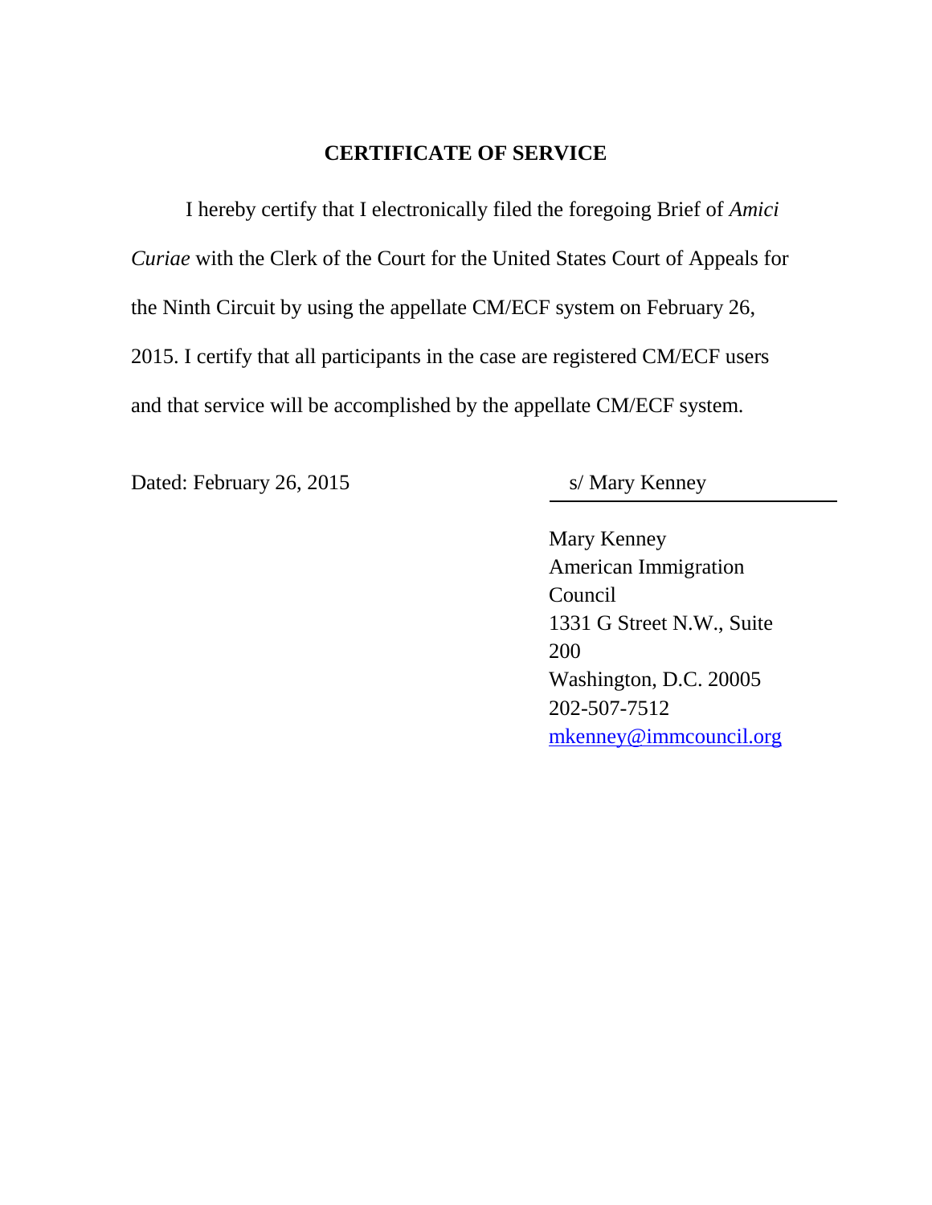## CERTIFICATE OF SERVICE

I hereby certify that I electronically filed the foregoing Brief of *Amici Curiae* with the Clerk of the Court for the United States Court of Appeals for the Ninth Circuit by using the appellate CM/ECF system on February 26, 2015. I certify that all participants in the case are registered CM/ECF users and that service will be accomplished by the appellate CM/ECF system.

Dated: February 26, 2015

s/ Mary Kenney

Mary Kenney
American Immigration Council
1331 G Street N.W., Suite 200
Washington, D.C. 20005
202-507-7512
mkenney@immcouncil.org